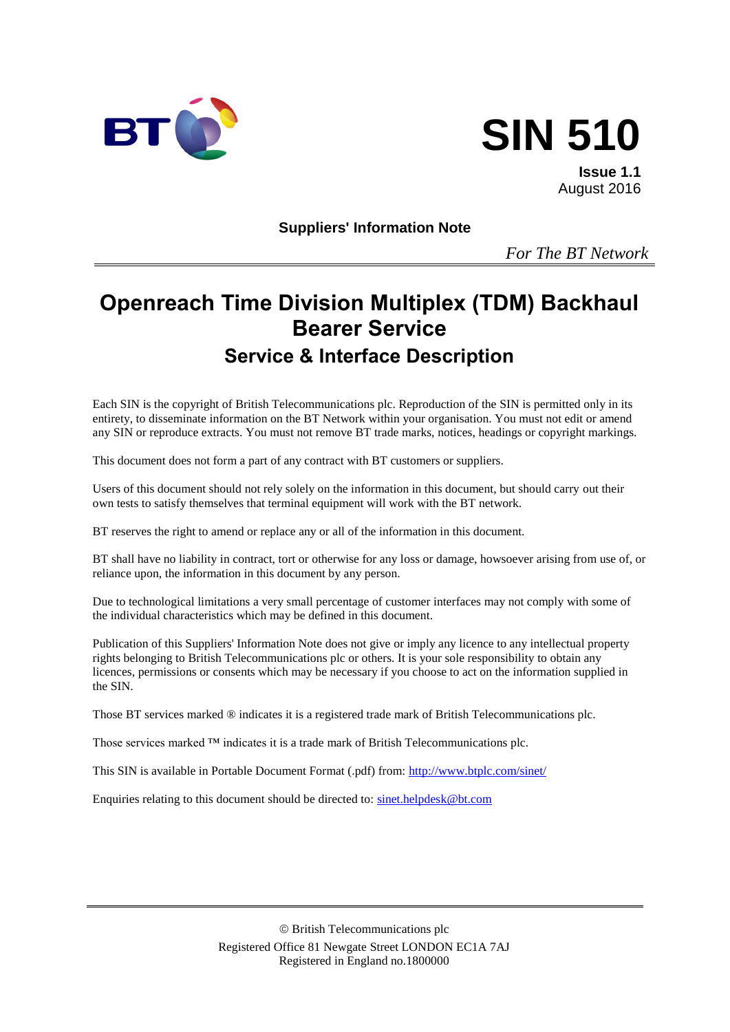# SIN 510

**Issue 1.1**
August 2016

**Suppliers' Information Note**

*For The BT Network*

# Openreach Time Division Multiplex (TDM) Backhaul Bearer Service

## Service & Interface Description

Each SIN is the copyright of British Telecommunications plc. Reproduction of the SIN is permitted only in its entirety, to disseminate information on the BT Network within your organisation. You must not edit or amend any SIN or reproduce extracts. You must not remove BT trade marks, notices, headings or copyright markings.

This document does not form a part of any contract with BT customers or suppliers.

Users of this document should not rely solely on the information in this document, but should carry out their own tests to satisfy themselves that terminal equipment will work with the BT network.

BT reserves the right to amend or replace any or all of the information in this document.

BT shall have no liability in contract, tort or otherwise for any loss or damage, howsoever arising from use of, or reliance upon, the information in this document by any person.

Due to technological limitations a very small percentage of customer interfaces may not comply with some of the individual characteristics which may be defined in this document.

Publication of this Suppliers' Information Note does not give or imply any licence to any intellectual property rights belonging to British Telecommunications plc or others. It is your sole responsibility to obtain any licences, permissions or consents which may be necessary if you choose to act on the information supplied in the SIN.

Those BT services marked ® indicates it is a registered trade mark of British Telecommunications plc.

Those services marked ™ indicates it is a trade mark of British Telecommunications plc.

This SIN is available in Portable Document Format (.pdf) from: http://www.btplc.com/sinet/

Enquiries relating to this document should be directed to: sinet.helpdesk@bt.com

© British Telecommunications plc
Registered Office 81 Newgate Street LONDON EC1A 7AJ
Registered in England no.1800000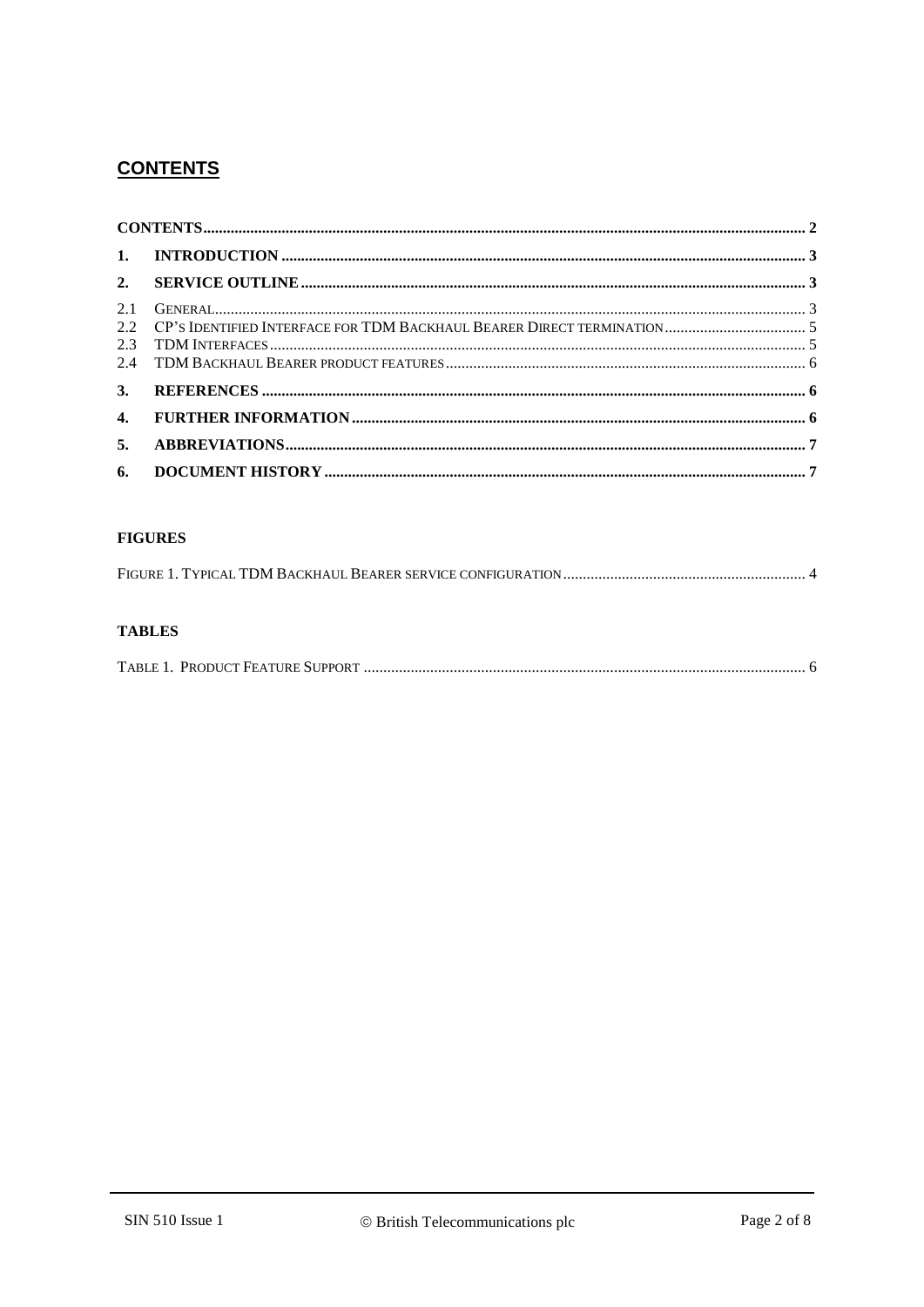## CONTENTS

CONTENTS .......... 2

1. INTRODUCTION .......... 3

2. SERVICE OUTLINE .......... 3

2.1 GENERAL .......... 3

2.2 CP'S IDENTIFIED INTERFACE FOR TDM BACKHAUL BEARER DIRECT TERMINATION .......... 5

2.3 TDM INTERFACES .......... 5

2.4 TDM BACKHAUL BEARER PRODUCT FEATURES .......... 6

3. REFERENCES .......... 6

4. FURTHER INFORMATION .......... 6

5. ABBREVIATIONS .......... 7

6. DOCUMENT HISTORY .......... 7

**FIGURES**

FIGURE 1. TYPICAL TDM BACKHAUL BEARER SERVICE CONFIGURATION .......... 4

**TABLES**

TABLE 1. PRODUCT FEATURE SUPPORT .......... 6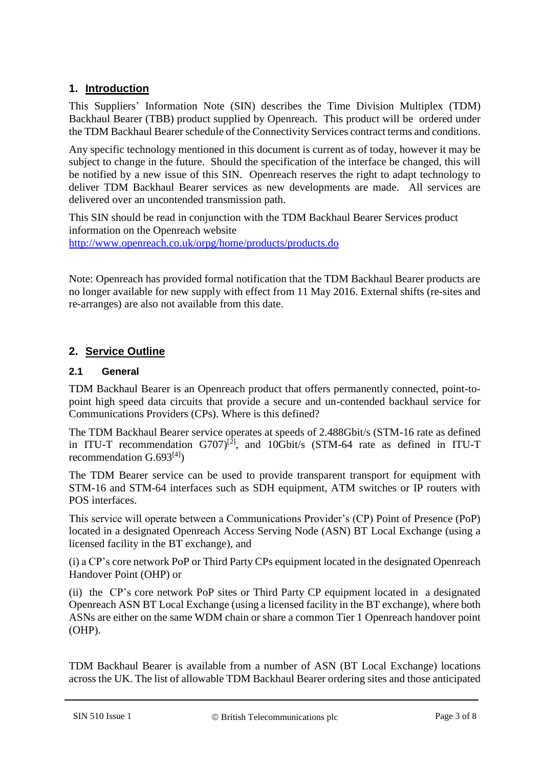## 1. Introduction

This Suppliers' Information Note (SIN) describes the Time Division Multiplex (TDM) Backhaul Bearer (TBB) product supplied by Openreach. This product will be ordered under the TDM Backhaul Bearer schedule of the Connectivity Services contract terms and conditions.

Any specific technology mentioned in this document is current as of today, however it may be subject to change in the future. Should the specification of the interface be changed, this will be notified by a new issue of this SIN. Openreach reserves the right to adapt technology to deliver TDM Backhaul Bearer services as new developments are made. All services are delivered over an uncontended transmission path.

This SIN should be read in conjunction with the TDM Backhaul Bearer Services product information on the Openreach website
http://www.openreach.co.uk/orpg/home/products/products.do

Note: Openreach has provided formal notification that the TDM Backhaul Bearer products are no longer available for new supply with effect from 11 May 2016. External shifts (re-sites and re-arranges) are also not available from this date.

## 2. Service Outline

### 2.1 General

TDM Backhaul Bearer is an Openreach product that offers permanently connected, point-to-point high speed data circuits that provide a secure and un-contended backhaul service for Communications Providers (CPs). Where is this defined?

The TDM Backhaul Bearer service operates at speeds of 2.488Gbit/s (STM-16 rate as defined in ITU-T recommendation G707)[2], and 10Gbit/s (STM-64 rate as defined in ITU-T recommendation G.693[4])

The TDM Bearer service can be used to provide transparent transport for equipment with STM-16 and STM-64 interfaces such as SDH equipment, ATM switches or IP routers with POS interfaces.

This service will operate between a Communications Provider's (CP) Point of Presence (PoP) located in a designated Openreach Access Serving Node (ASN) BT Local Exchange (using a licensed facility in the BT exchange), and

(i) a CP's core network PoP or Third Party CPs equipment located in the designated Openreach Handover Point (OHP) or

(ii) the CP's core network PoP sites or Third Party CP equipment located in a designated Openreach ASN BT Local Exchange (using a licensed facility in the BT exchange), where both ASNs are either on the same WDM chain or share a common Tier 1 Openreach handover point (OHP).

TDM Backhaul Bearer is available from a number of ASN (BT Local Exchange) locations across the UK. The list of allowable TDM Backhaul Bearer ordering sites and those anticipated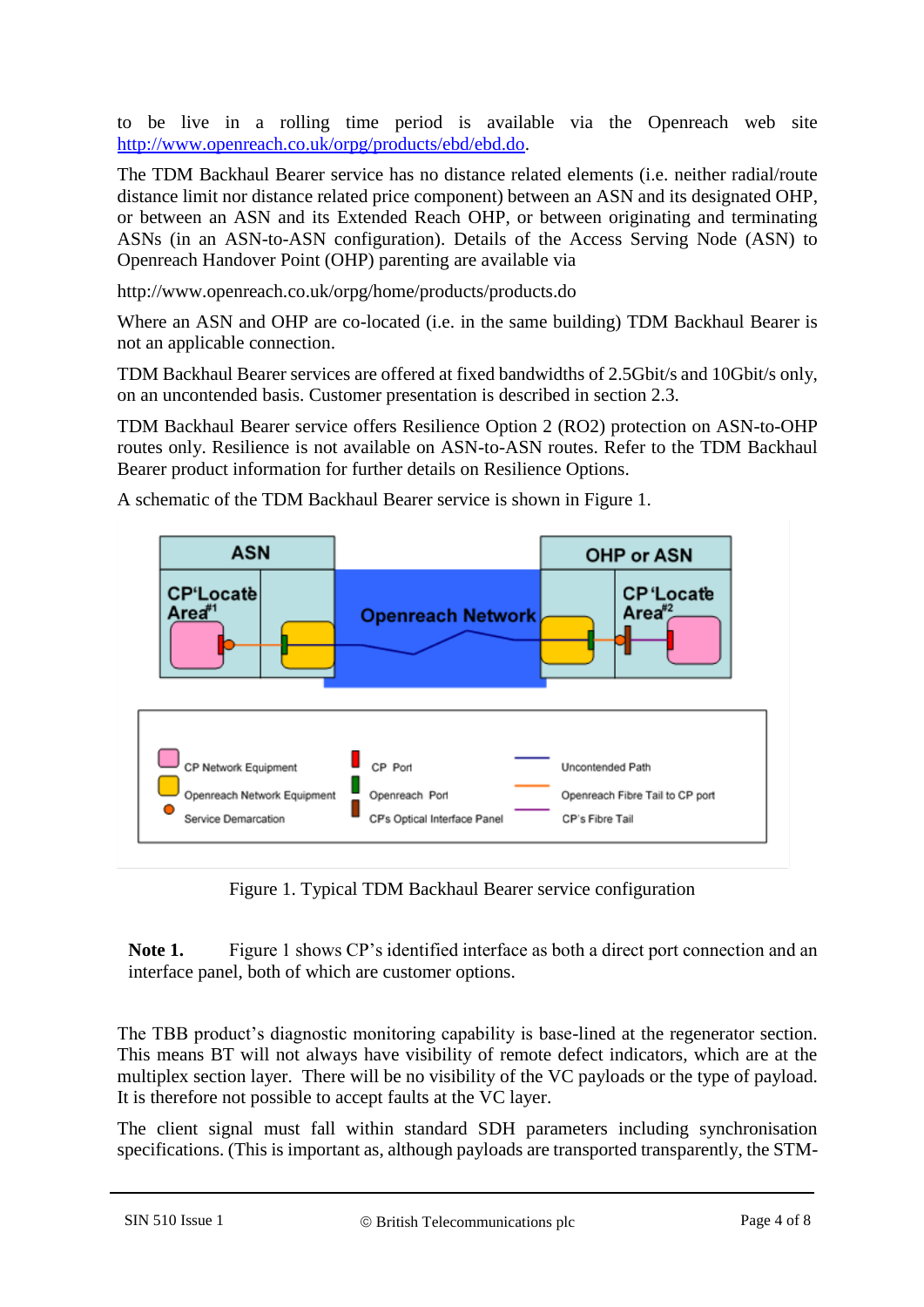to be live in a rolling time period is available via the Openreach web site http://www.openreach.co.uk/orpg/products/ebd/ebd.do.

The TDM Backhaul Bearer service has no distance related elements (i.e. neither radial/route distance limit nor distance related price component) between an ASN and its designated OHP, or between an ASN and its Extended Reach OHP, or between originating and terminating ASNs (in an ASN-to-ASN configuration). Details of the Access Serving Node (ASN) to Openreach Handover Point (OHP) parenting are available via

http://www.openreach.co.uk/orpg/home/products/products.do

Where an ASN and OHP are co-located (i.e. in the same building) TDM Backhaul Bearer is not an applicable connection.

TDM Backhaul Bearer services are offered at fixed bandwidths of 2.5Gbit/s and 10Gbit/s only, on an uncontended basis. Customer presentation is described in section 2.3.

TDM Backhaul Bearer service offers Resilience Option 2 (RO2) protection on ASN-to-OHP routes only. Resilience is not available on ASN-to-ASN routes. Refer to the TDM Backhaul Bearer product information for further details on Resilience Options.

A schematic of the TDM Backhaul Bearer service is shown in Figure 1.

Figure 1. Typical TDM Backhaul Bearer service configuration

**Note 1.** Figure 1 shows CP's identified interface as both a direct port connection and an interface panel, both of which are customer options.

The TBB product's diagnostic monitoring capability is base-lined at the regenerator section. This means BT will not always have visibility of remote defect indicators, which are at the multiplex section layer. There will be no visibility of the VC payloads or the type of payload. It is therefore not possible to accept faults at the VC layer.

The client signal must fall within standard SDH parameters including synchronisation specifications. (This is important as, although payloads are transported transparently, the STM-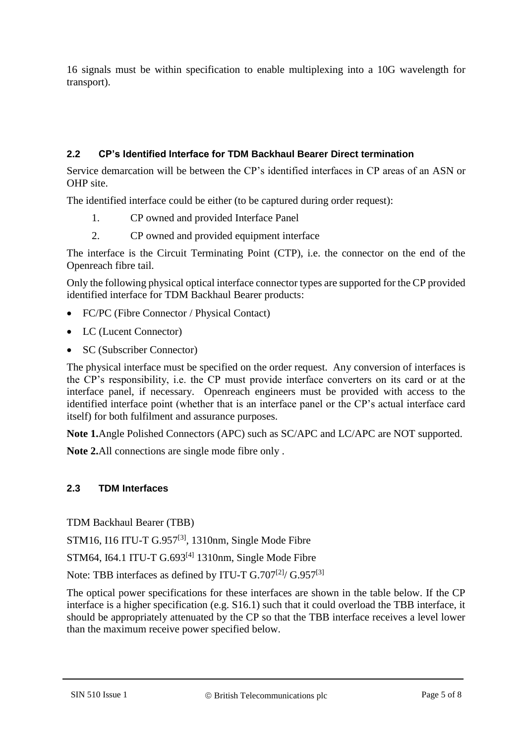16 signals must be within specification to enable multiplexing into a 10G wavelength for transport).

### 2.2 CP's Identified Interface for TDM Backhaul Bearer Direct termination

Service demarcation will be between the CP's identified interfaces in CP areas of an ASN or OHP site.

The identified interface could be either (to be captured during order request):

1. CP owned and provided Interface Panel
2. CP owned and provided equipment interface

The interface is the Circuit Terminating Point (CTP), i.e. the connector on the end of the Openreach fibre tail.

Only the following physical optical interface connector types are supported for the CP provided identified interface for TDM Backhaul Bearer products:

- FC/PC (Fibre Connector / Physical Contact)
- LC (Lucent Connector)
- SC (Subscriber Connector)

The physical interface must be specified on the order request. Any conversion of interfaces is the CP's responsibility, i.e. the CP must provide interface converters on its card or at the interface panel, if necessary. Openreach engineers must be provided with access to the identified interface point (whether that is an interface panel or the CP's actual interface card itself) for both fulfilment and assurance purposes.

**Note 1.**Angle Polished Connectors (APC) such as SC/APC and LC/APC are NOT supported.

**Note 2.**All connections are single mode fibre only .

### 2.3 TDM Interfaces

TDM Backhaul Bearer (TBB)

STM16, I16 ITU-T G.957[3], 1310nm, Single Mode Fibre

STM64, I64.1 ITU-T G.693[4] 1310nm, Single Mode Fibre

Note: TBB interfaces as defined by ITU-T G.707[2]/ G.957[3]

The optical power specifications for these interfaces are shown in the table below. If the CP interface is a higher specification (e.g. S16.1) such that it could overload the TBB interface, it should be appropriately attenuated by the CP so that the TBB interface receives a level lower than the maximum receive power specified below.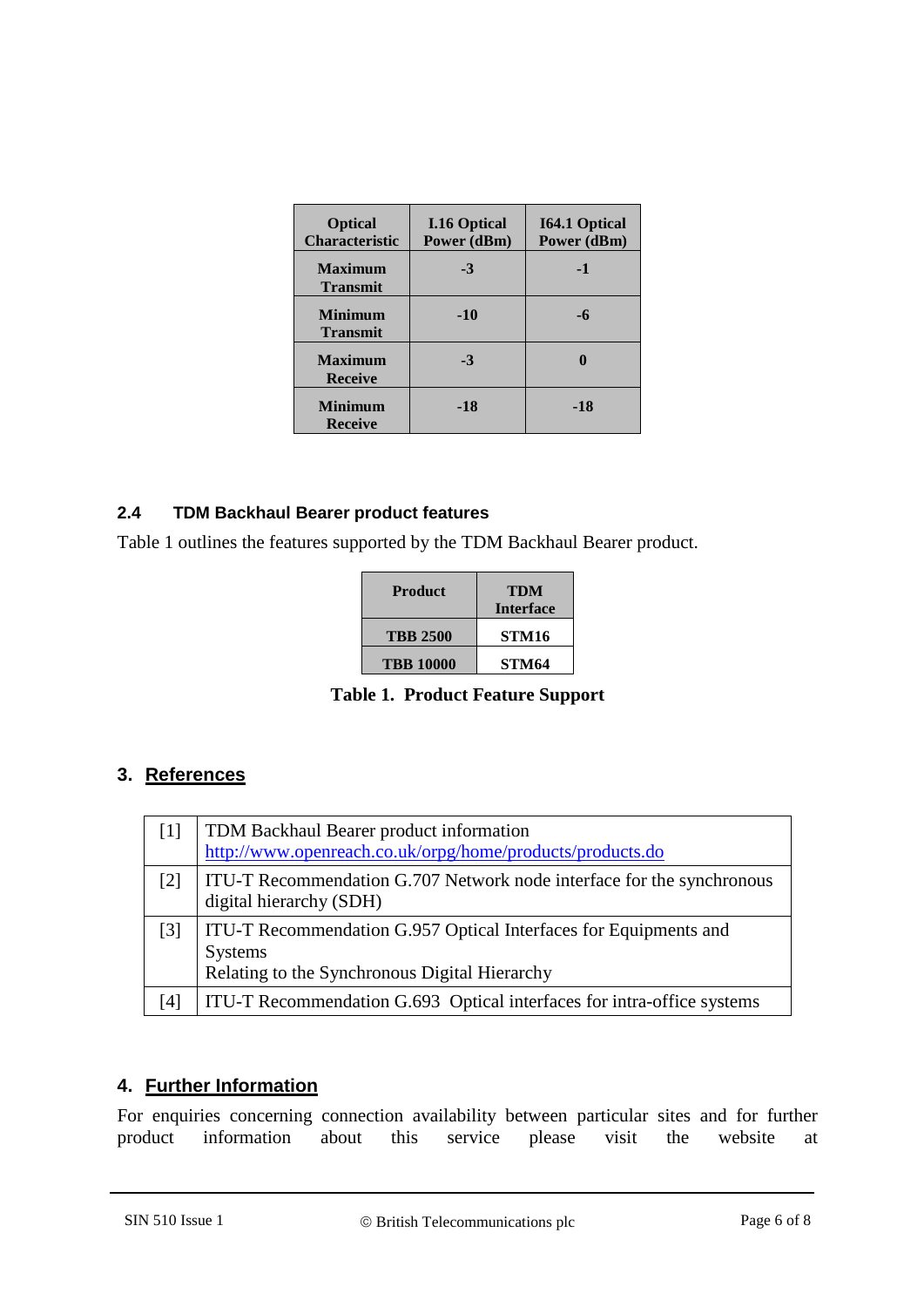| Optical Characteristic | I.16 Optical Power (dBm) | I64.1 Optical Power (dBm) |
|---|---|---|
| **Maximum Transmit** | **-3** | **-1** |
| **Minimum Transmit** | **-10** | **-6** |
| **Maximum Receive** | **-3** | **0** |
| **Minimum Receive** | **-18** | **-18** |

### 2.4 TDM Backhaul Bearer product features

Table 1 outlines the features supported by the TDM Backhaul Bearer product.

| Product | TDM Interface |
|---|---|
| **TBB 2500** | **STM16** |
| **TBB 10000** | **STM64** |

**Table 1. Product Feature Support**

## 3. References

| | |
|---|---|
| [1] | TDM Backhaul Bearer product information http://www.openreach.co.uk/orpg/home/products/products.do |
| [2] | ITU-T Recommendation G.707 Network node interface for the synchronous digital hierarchy (SDH) |
| [3] | ITU-T Recommendation G.957 Optical Interfaces for Equipments and Systems Relating to the Synchronous Digital Hierarchy |
| [4] | ITU-T Recommendation G.693 Optical interfaces for intra-office systems |

## 4. Further Information

For enquiries concerning connection availability between particular sites and for further product information about this service please visit the website at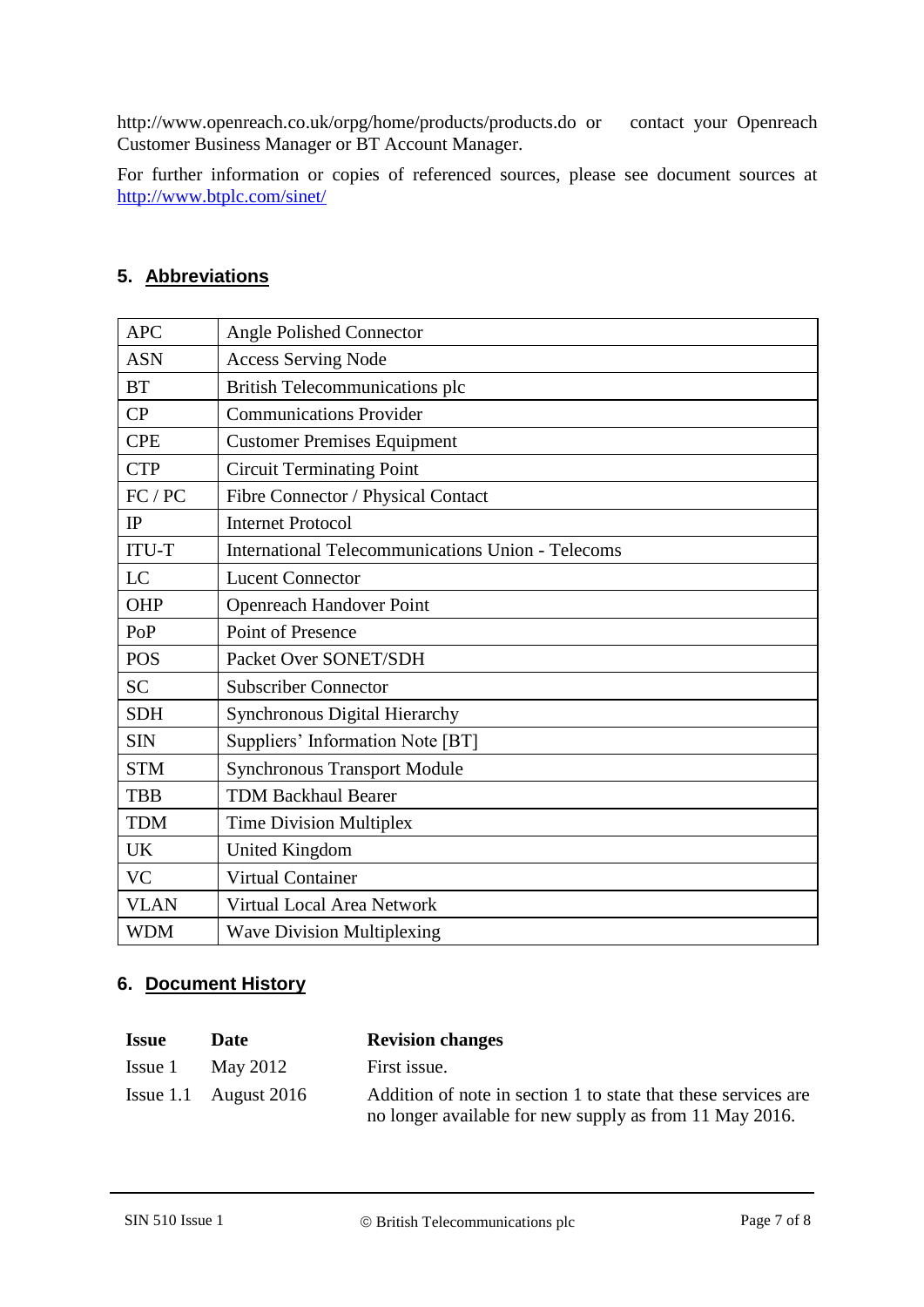http://www.openreach.co.uk/orpg/home/products/products.do or contact your Openreach Customer Business Manager or BT Account Manager.

For further information or copies of referenced sources, please see document sources at http://www.btplc.com/sinet/

## 5. Abbreviations

| | |
|---|---|
| APC | Angle Polished Connector |
| ASN | Access Serving Node |
| BT | British Telecommunications plc |
| CP | Communications Provider |
| CPE | Customer Premises Equipment |
| CTP | Circuit Terminating Point |
| FC / PC | Fibre Connector / Physical Contact |
| IP | Internet Protocol |
| ITU-T | International Telecommunications Union - Telecoms |
| LC | Lucent Connector |
| OHP | Openreach Handover Point |
| PoP | Point of Presence |
| POS | Packet Over SONET/SDH |
| SC | Subscriber Connector |
| SDH | Synchronous Digital Hierarchy |
| SIN | Suppliers' Information Note [BT] |
| STM | Synchronous Transport Module |
| TBB | TDM Backhaul Bearer |
| TDM | Time Division Multiplex |
| UK | United Kingdom |
| VC | Virtual Container |
| VLAN | Virtual Local Area Network |
| WDM | Wave Division Multiplexing |

## 6. Document History

| Issue | Date | Revision changes |
|---|---|---|
| Issue 1 | May 2012 | First issue. |
| Issue 1.1 | August 2016 | Addition of note in section 1 to state that these services are no longer available for new supply as from 11 May 2016. |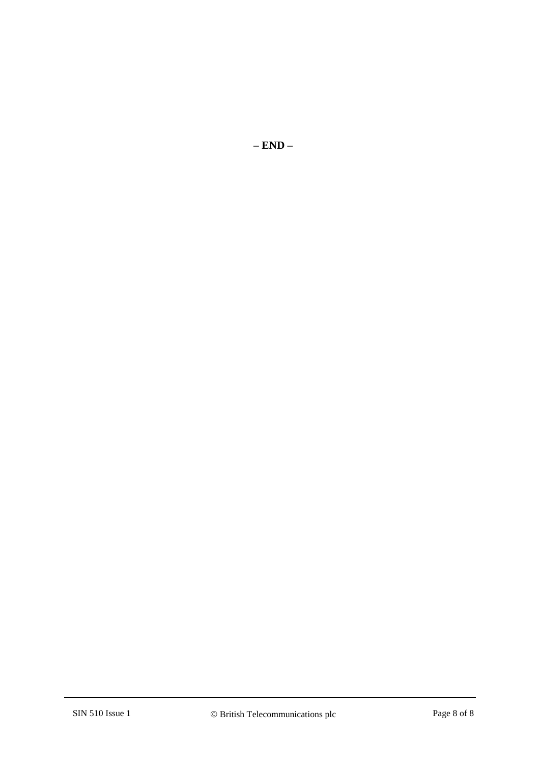**– END –**